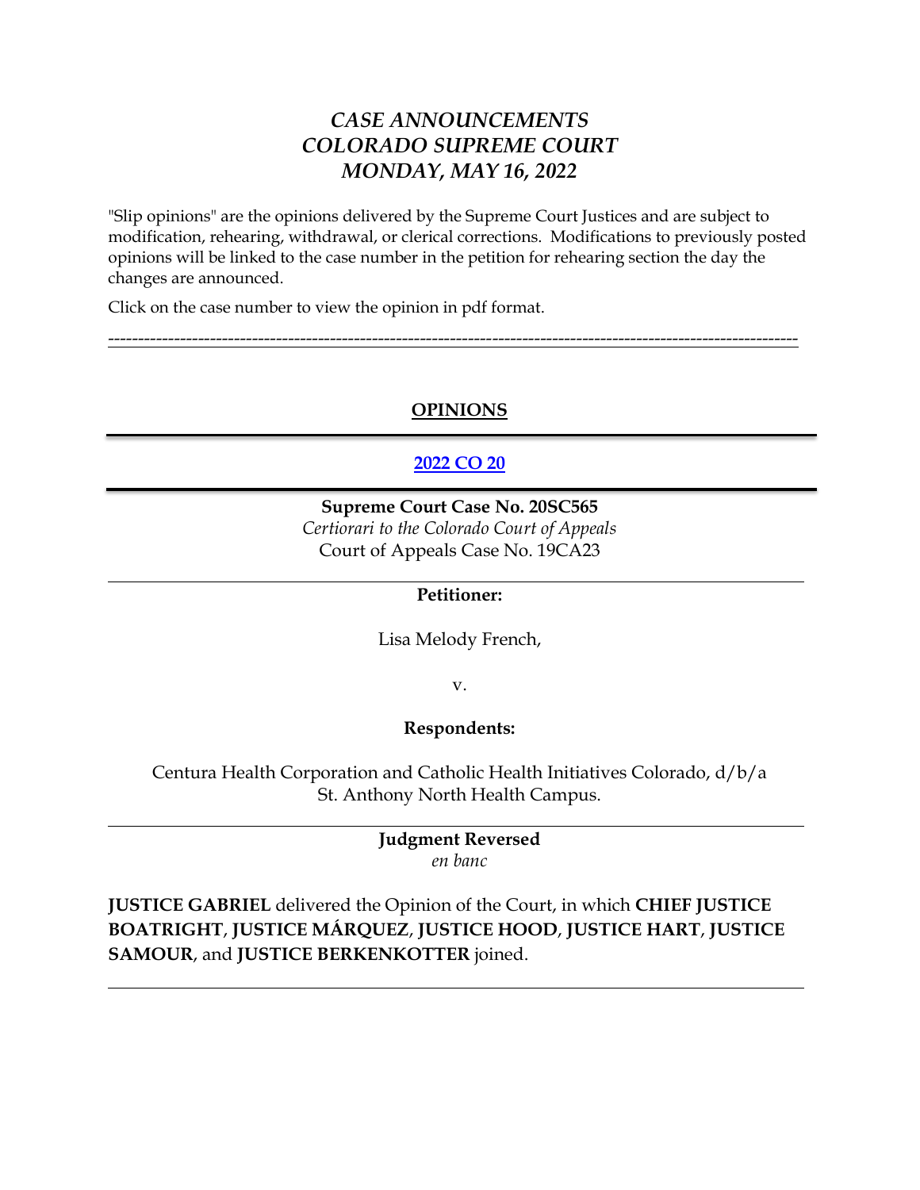# *CASE ANNOUNCEMENTS*
# *COLORADO SUPREME COURT*
# *MONDAY, MAY 16, 2022*

"Slip opinions" are the opinions delivered by the Supreme Court Justices and are subject to modification, rehearing, withdrawal, or clerical corrections. Modifications to previously posted opinions will be linked to the case number in the petition for rehearing section the day the changes are announced.

Click on the case number to view the opinion in pdf format.

---

## OPINIONS

---

### 2022 CO 20

---

**Supreme Court Case No. 20SC565**
*Certiorari to the Colorado Court of Appeals*
Court of Appeals Case No. 19CA23

---

**Petitioner:**

Lisa Melody French,

v.

**Respondents:**

Centura Health Corporation and Catholic Health Initiatives Colorado, d/b/a St. Anthony North Health Campus.

---

**Judgment Reversed**
*en banc*

**JUSTICE GABRIEL** delivered the Opinion of the Court, in which **CHIEF JUSTICE BOATRIGHT**, **JUSTICE MÁRQUEZ**, **JUSTICE HOOD**, **JUSTICE HART**, **JUSTICE SAMOUR**, and **JUSTICE BERKENKOTTER** joined.

---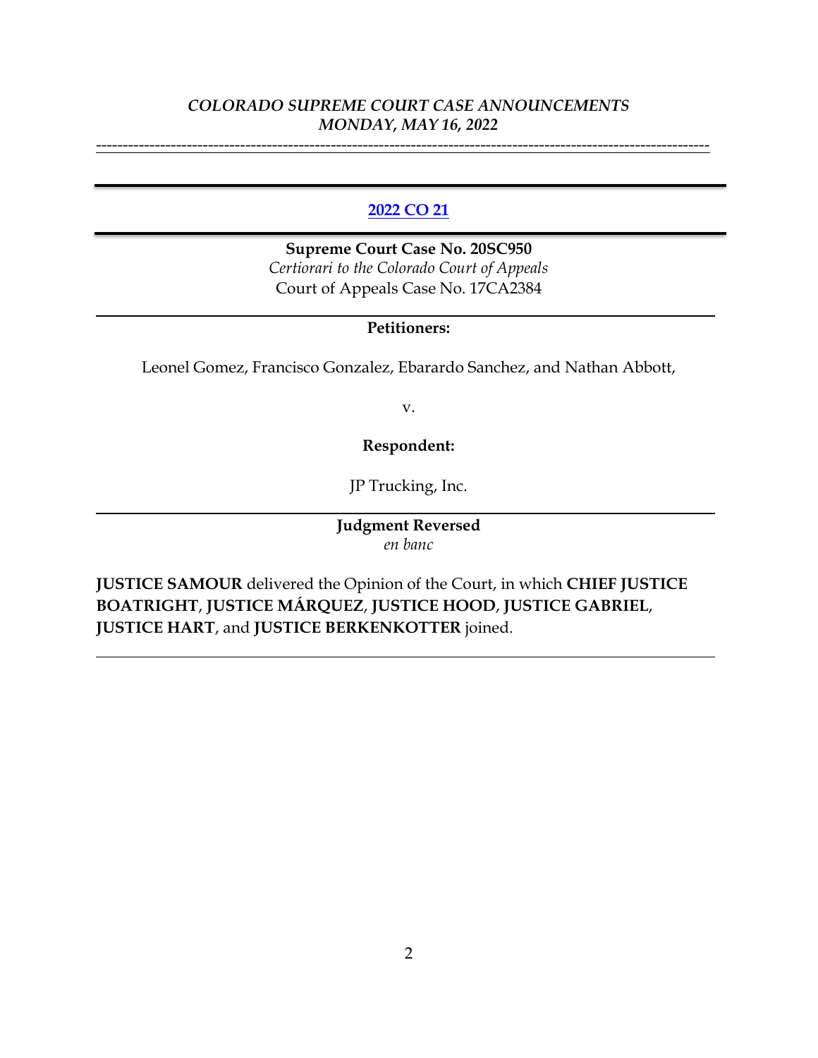*COLORADO SUPREME COURT CASE ANNOUNCEMENTS*
*MONDAY, MAY 16, 2022*

---

## [2022 CO 21](#)

**Supreme Court Case No. 20SC950**
*Certiorari to the Colorado Court of Appeals*
Court of Appeals Case No. 17CA2384

---

**Petitioners:**

Leonel Gomez, Francisco Gonzalez, Ebarardo Sanchez, and Nathan Abbott,

v.

**Respondent:**

JP Trucking, Inc.

---

**Judgment Reversed**
*en banc*

**JUSTICE SAMOUR** delivered the Opinion of the Court, in which **CHIEF JUSTICE BOATRIGHT**, **JUSTICE MÁRQUEZ**, **JUSTICE HOOD**, **JUSTICE GABRIEL**, **JUSTICE HART**, and **JUSTICE BERKENKOTTER** joined.

---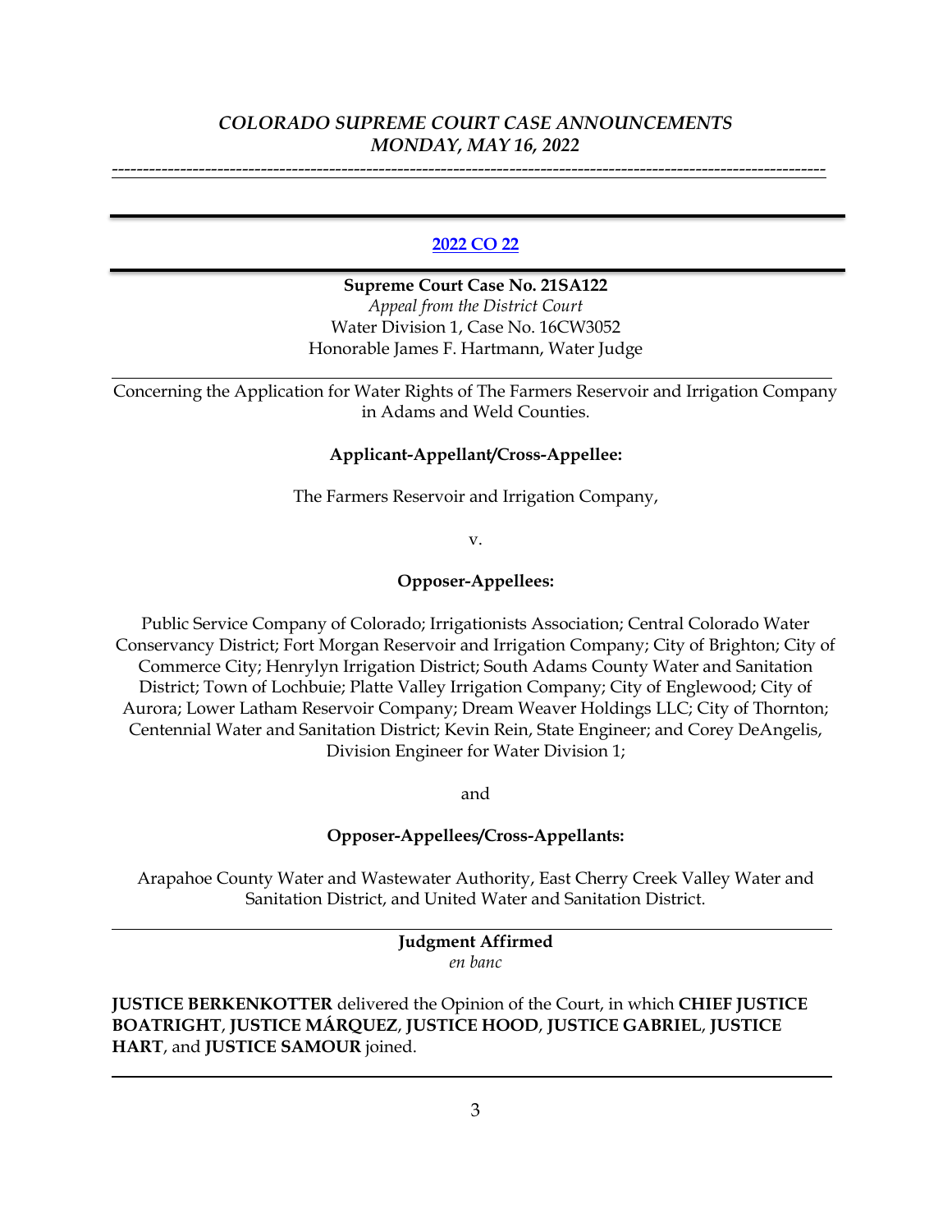*COLORADO SUPREME COURT CASE ANNOUNCEMENTS*
*MONDAY, MAY 16, 2022*

---

**2022 CO 22**

---

**Supreme Court Case No. 21SA122**
*Appeal from the District Court*
Water Division 1, Case No. 16CW3052
Honorable James F. Hartmann, Water Judge

---

Concerning the Application for Water Rights of The Farmers Reservoir and Irrigation Company in Adams and Weld Counties.

**Applicant-Appellant/Cross-Appellee:**

The Farmers Reservoir and Irrigation Company,

v.

**Opposer-Appellees:**

Public Service Company of Colorado; Irrigationists Association; Central Colorado Water Conservancy District; Fort Morgan Reservoir and Irrigation Company; City of Brighton; City of Commerce City; Henrylyn Irrigation District; South Adams County Water and Sanitation District; Town of Lochbuie; Platte Valley Irrigation Company; City of Englewood; City of Aurora; Lower Latham Reservoir Company; Dream Weaver Holdings LLC; City of Thornton; Centennial Water and Sanitation District; Kevin Rein, State Engineer; and Corey DeAngelis, Division Engineer for Water Division 1;

and

**Opposer-Appellees/Cross-Appellants:**

Arapahoe County Water and Wastewater Authority, East Cherry Creek Valley Water and Sanitation District, and United Water and Sanitation District.

---

**Judgment Affirmed**
*en banc*

**JUSTICE BERKENKOTTER** delivered the Opinion of the Court, in which **CHIEF JUSTICE BOATRIGHT**, **JUSTICE MÁRQUEZ**, **JUSTICE HOOD**, **JUSTICE GABRIEL**, **JUSTICE HART**, and **JUSTICE SAMOUR** joined.

---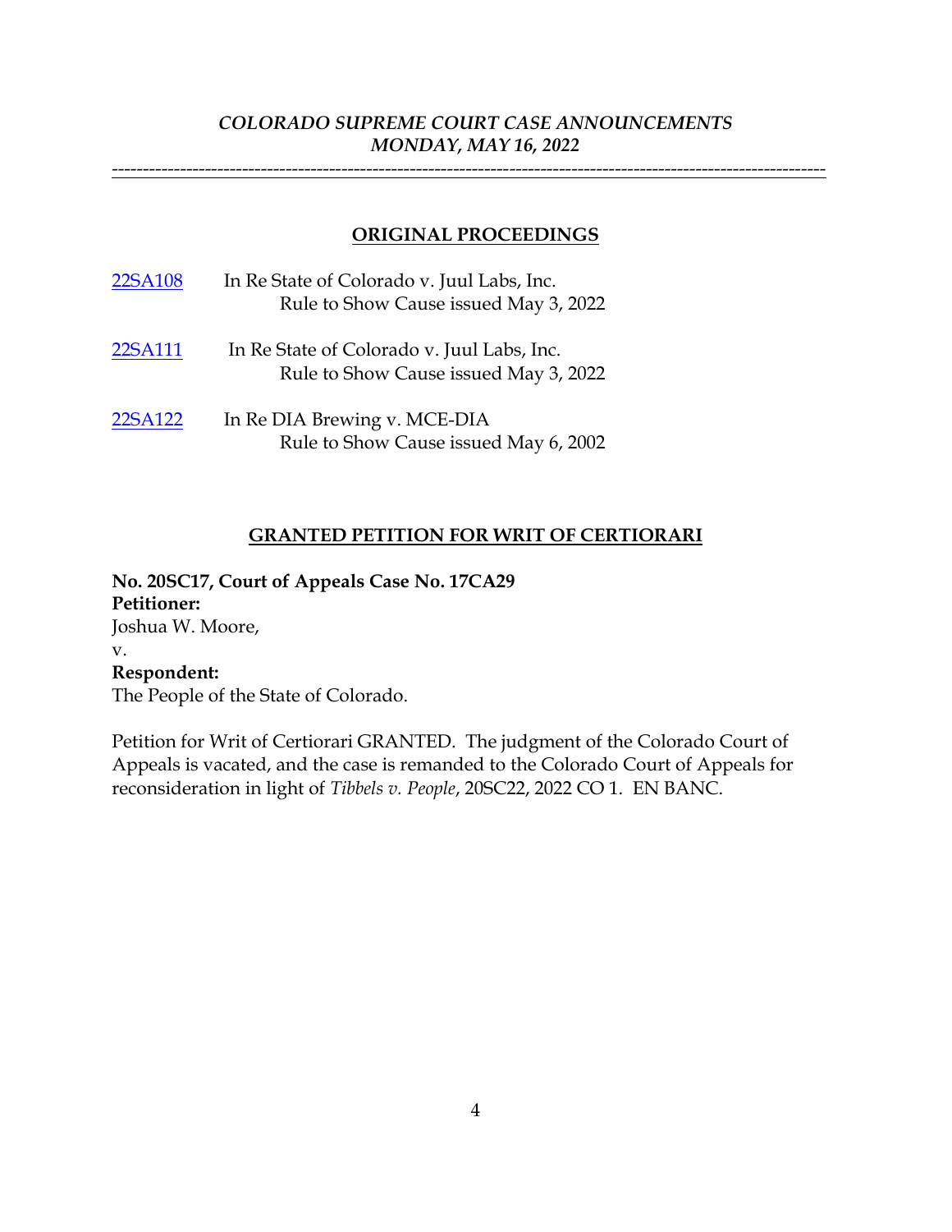*COLORADO SUPREME COURT CASE ANNOUNCEMENTS*
*MONDAY, MAY 16, 2022*

---

## ORIGINAL PROCEEDINGS

22SA108 In Re State of Colorado v. Juul Labs, Inc.
Rule to Show Cause issued May 3, 2022

22SA111 In Re State of Colorado v. Juul Labs, Inc.
Rule to Show Cause issued May 3, 2022

22SA122 In Re DIA Brewing v. MCE-DIA
Rule to Show Cause issued May 6, 2002

## GRANTED PETITION FOR WRIT OF CERTIORARI

**No. 20SC17, Court of Appeals Case No. 17CA29**
**Petitioner:**
Joshua W. Moore,
v.
**Respondent:**
The People of the State of Colorado.

Petition for Writ of Certiorari GRANTED. The judgment of the Colorado Court of Appeals is vacated, and the case is remanded to the Colorado Court of Appeals for reconsideration in light of *Tibbels v. People*, 20SC22, 2022 CO 1. EN BANC.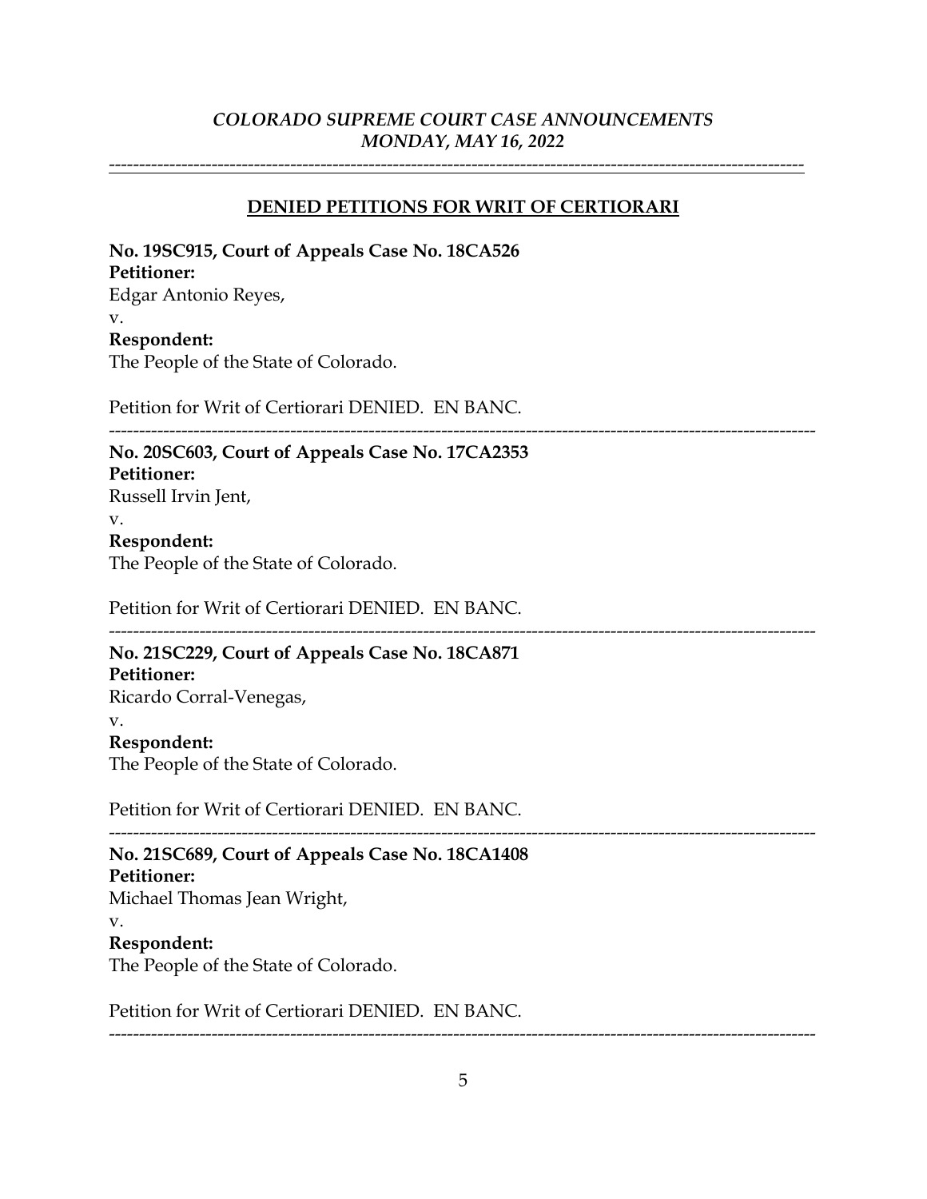## DENIED PETITIONS FOR WRIT OF CERTIORARI

**No. 19SC915, Court of Appeals Case No. 18CA526**
**Petitioner:**
Edgar Antonio Reyes,
v.
**Respondent:**
The People of the State of Colorado.

Petition for Writ of Certiorari DENIED. EN BANC.

---

**No. 20SC603, Court of Appeals Case No. 17CA2353**
**Petitioner:**
Russell Irvin Jent,
v.
**Respondent:**
The People of the State of Colorado.

Petition for Writ of Certiorari DENIED. EN BANC.

---

**No. 21SC229, Court of Appeals Case No. 18CA871**
**Petitioner:**
Ricardo Corral-Venegas,
v.
**Respondent:**
The People of the State of Colorado.

Petition for Writ of Certiorari DENIED. EN BANC.

---

**No. 21SC689, Court of Appeals Case No. 18CA1408**
**Petitioner:**
Michael Thomas Jean Wright,
v.
**Respondent:**
The People of the State of Colorado.

Petition for Writ of Certiorari DENIED. EN BANC.

---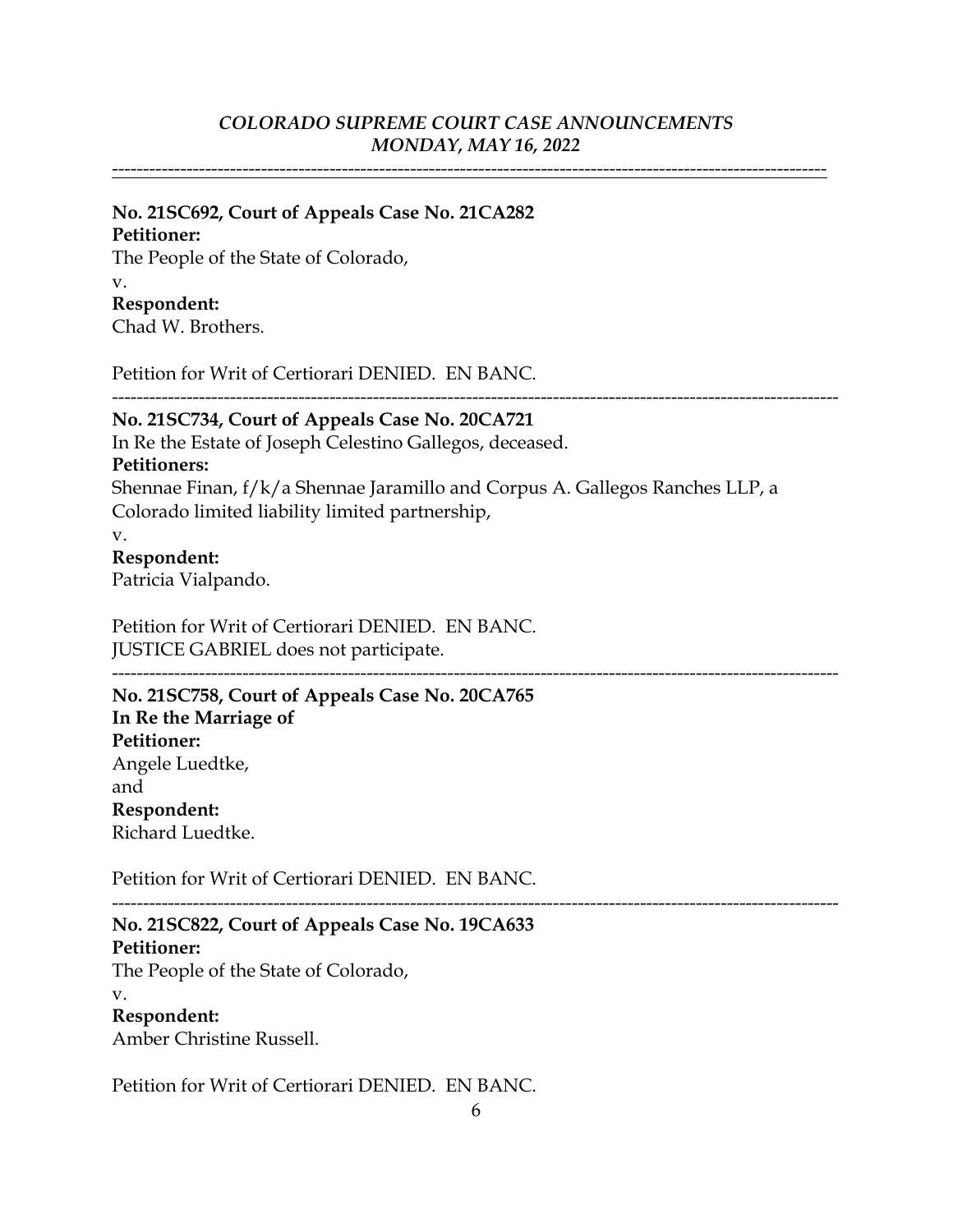---

**No. 21SC692, Court of Appeals Case No. 21CA282**
**Petitioner:**
The People of the State of Colorado,
v.
**Respondent:**
Chad W. Brothers.

Petition for Writ of Certiorari DENIED. EN BANC.

---

**No. 21SC734, Court of Appeals Case No. 20CA721**
In Re the Estate of Joseph Celestino Gallegos, deceased.
**Petitioners:**
Shennae Finan, f/k/a Shennae Jaramillo and Corpus A. Gallegos Ranches LLP, a Colorado limited liability limited partnership,
v.
**Respondent:**
Patricia Vialpando.

Petition for Writ of Certiorari DENIED. EN BANC.
JUSTICE GABRIEL does not participate.

---

**No. 21SC758, Court of Appeals Case No. 20CA765**
**In Re the Marriage of**
**Petitioner:**
Angele Luedtke,
and
**Respondent:**
Richard Luedtke.

Petition for Writ of Certiorari DENIED. EN BANC.

---

**No. 21SC822, Court of Appeals Case No. 19CA633**
**Petitioner:**
The People of the State of Colorado,
v.
**Respondent:**
Amber Christine Russell.

Petition for Writ of Certiorari DENIED. EN BANC.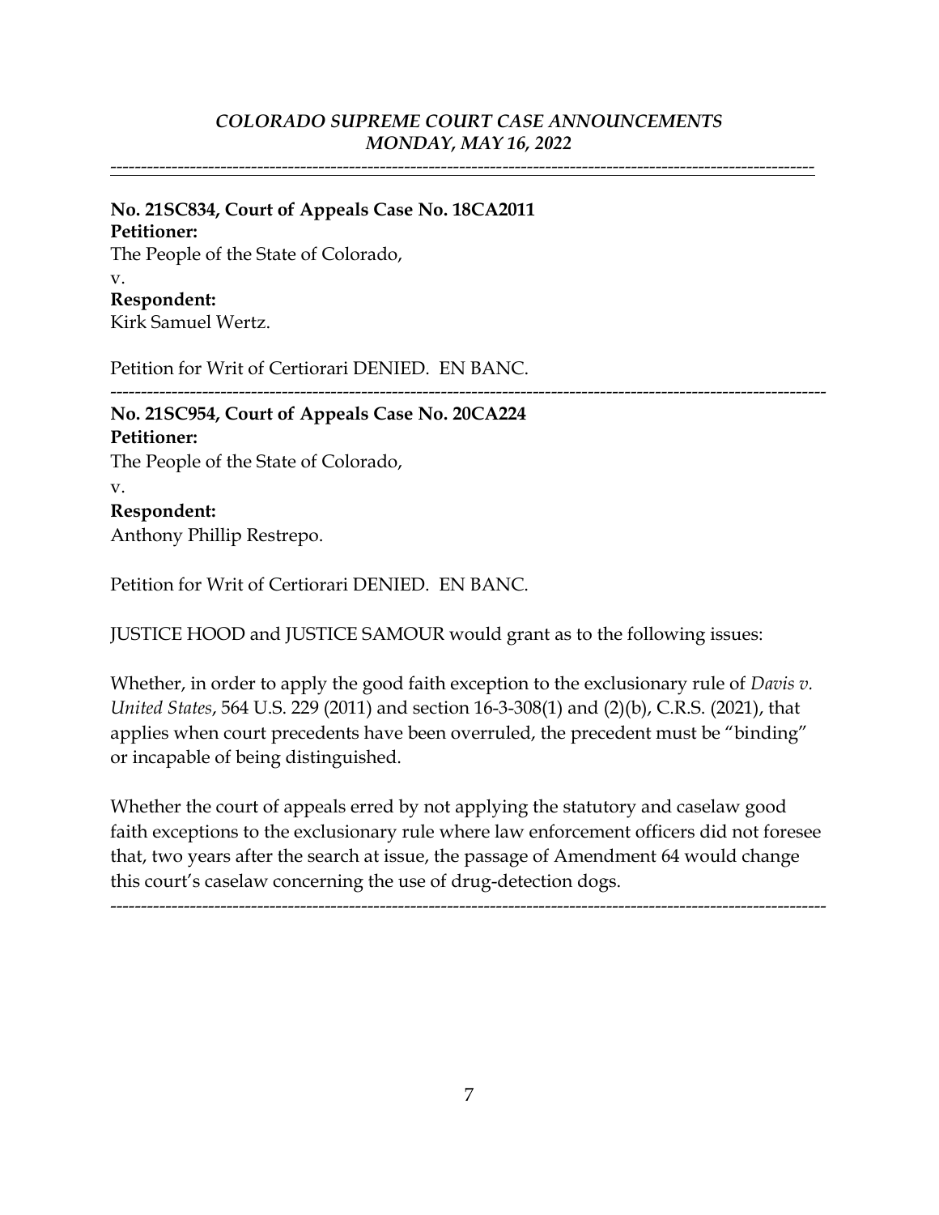*COLORADO SUPREME COURT CASE ANNOUNCEMENTS*
*MONDAY, MAY 16, 2022*

---

**No. 21SC834, Court of Appeals Case No. 18CA2011**
**Petitioner:**
The People of the State of Colorado,
v.
**Respondent:**
Kirk Samuel Wertz.

Petition for Writ of Certiorari DENIED. EN BANC.

---

**No. 21SC954, Court of Appeals Case No. 20CA224**
**Petitioner:**
The People of the State of Colorado,
v.
**Respondent:**
Anthony Phillip Restrepo.

Petition for Writ of Certiorari DENIED. EN BANC.

JUSTICE HOOD and JUSTICE SAMOUR would grant as to the following issues:

Whether, in order to apply the good faith exception to the exclusionary rule of *Davis v. United States*, 564 U.S. 229 (2011) and section 16-3-308(1) and (2)(b), C.R.S. (2021), that applies when court precedents have been overruled, the precedent must be "binding" or incapable of being distinguished.

Whether the court of appeals erred by not applying the statutory and caselaw good faith exceptions to the exclusionary rule where law enforcement officers did not foresee that, two years after the search at issue, the passage of Amendment 64 would change this court's caselaw concerning the use of drug-detection dogs.

---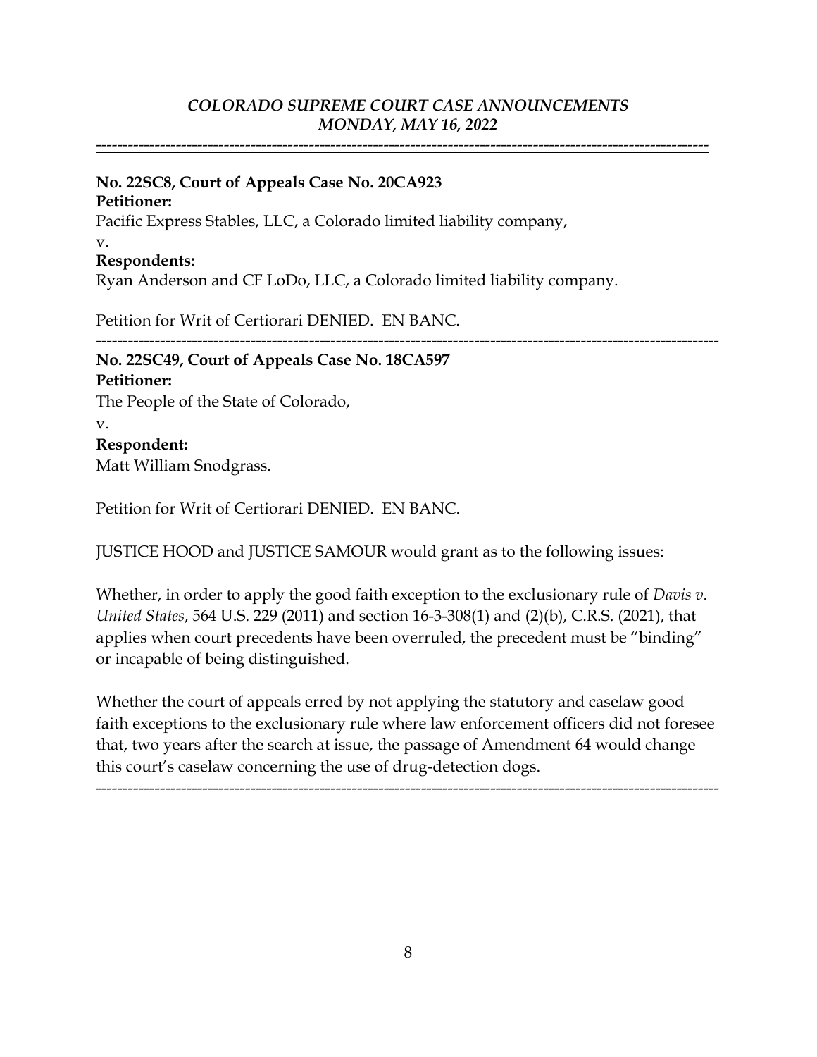---

**No. 22SC8, Court of Appeals Case No. 20CA923**
**Petitioner:**
Pacific Express Stables, LLC, a Colorado limited liability company,
v.
**Respondents:**
Ryan Anderson and CF LoDo, LLC, a Colorado limited liability company.

Petition for Writ of Certiorari DENIED. EN BANC.

---

**No. 22SC49, Court of Appeals Case No. 18CA597**
**Petitioner:**
The People of the State of Colorado,
v.
**Respondent:**
Matt William Snodgrass.

Petition for Writ of Certiorari DENIED. EN BANC.

JUSTICE HOOD and JUSTICE SAMOUR would grant as to the following issues:

Whether, in order to apply the good faith exception to the exclusionary rule of *Davis v. United States*, 564 U.S. 229 (2011) and section 16-3-308(1) and (2)(b), C.R.S. (2021), that applies when court precedents have been overruled, the precedent must be "binding" or incapable of being distinguished.

Whether the court of appeals erred by not applying the statutory and caselaw good faith exceptions to the exclusionary rule where law enforcement officers did not foresee that, two years after the search at issue, the passage of Amendment 64 would change this court's caselaw concerning the use of drug-detection dogs.

---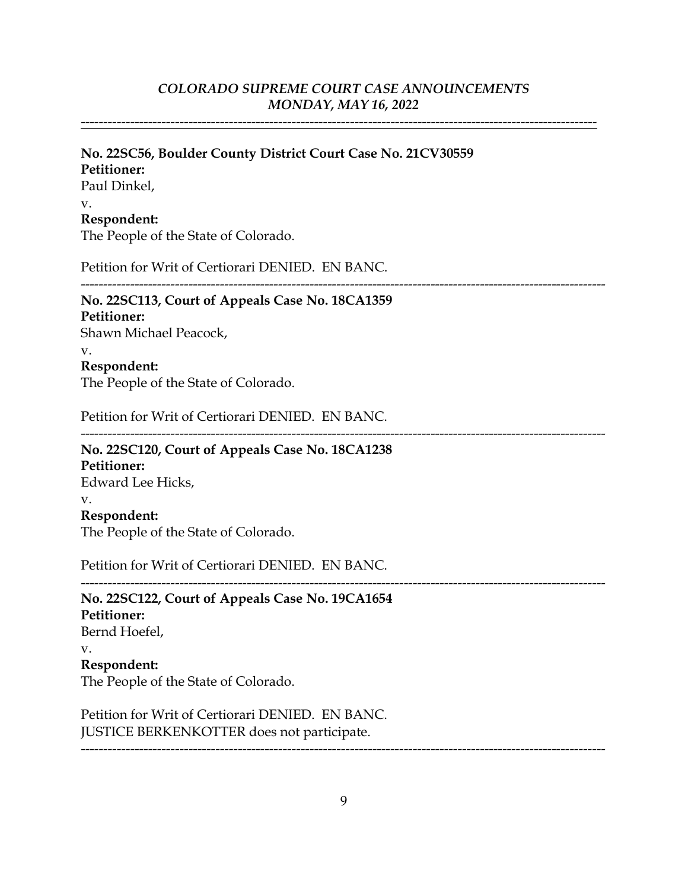**No. 22SC56, Boulder County District Court Case No. 21CV30559**
**Petitioner:**
Paul Dinkel,
v.
**Respondent:**
The People of the State of Colorado.

Petition for Writ of Certiorari DENIED. EN BANC.

---

**No. 22SC113, Court of Appeals Case No. 18CA1359**
**Petitioner:**
Shawn Michael Peacock,
v.
**Respondent:**
The People of the State of Colorado.

Petition for Writ of Certiorari DENIED. EN BANC.

---

**No. 22SC120, Court of Appeals Case No. 18CA1238**
**Petitioner:**
Edward Lee Hicks,
v.
**Respondent:**
The People of the State of Colorado.

Petition for Writ of Certiorari DENIED. EN BANC.

---

**No. 22SC122, Court of Appeals Case No. 19CA1654**
**Petitioner:**
Bernd Hoefel,
v.
**Respondent:**
The People of the State of Colorado.

Petition for Writ of Certiorari DENIED. EN BANC.
JUSTICE BERKENKOTTER does not participate.

---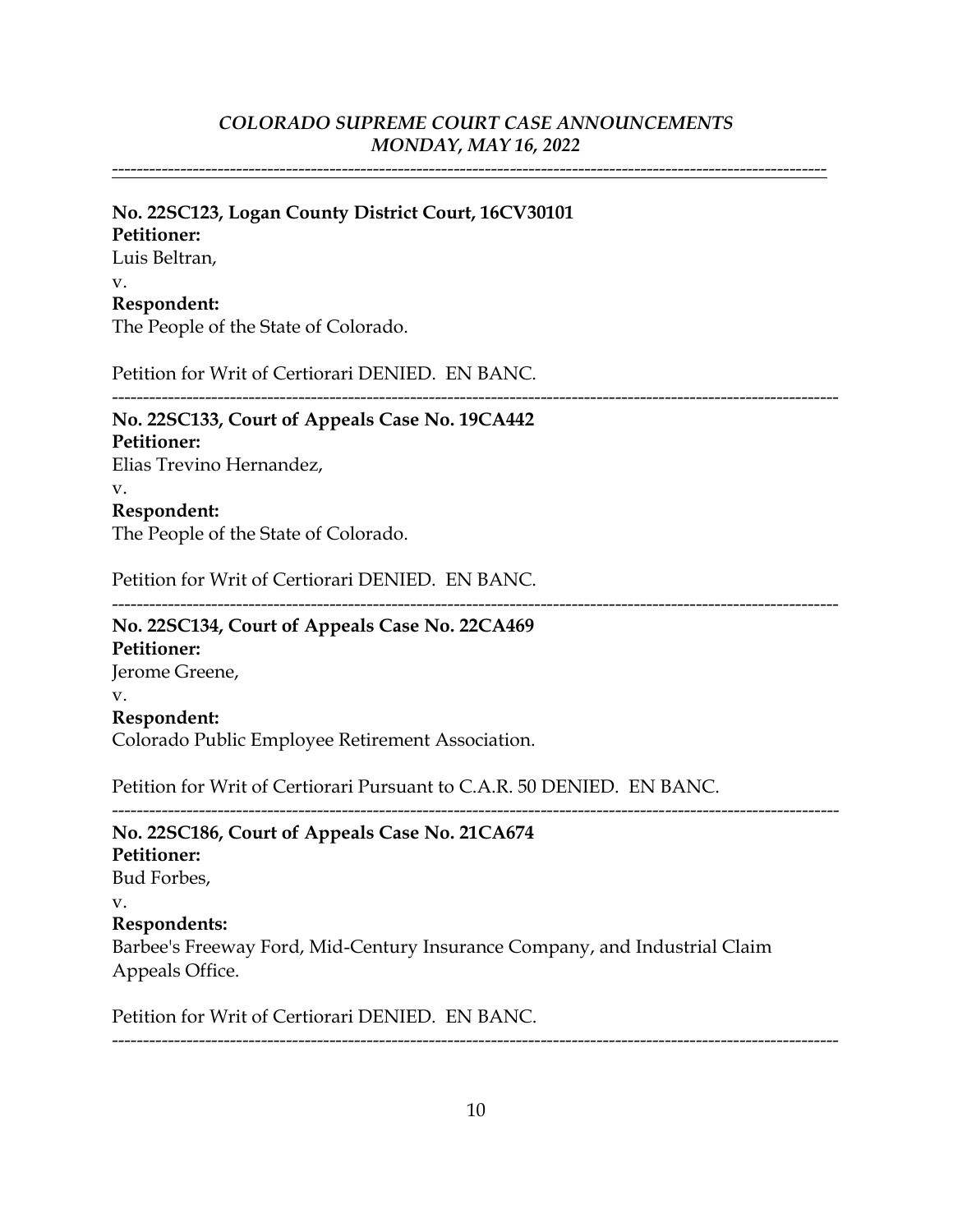**No. 22SC123, Logan County District Court, 16CV30101**
**Petitioner:**
Luis Beltran,
v.
**Respondent:**
The People of the State of Colorado.

Petition for Writ of Certiorari DENIED. EN BANC.

---

**No. 22SC133, Court of Appeals Case No. 19CA442**
**Petitioner:**
Elias Trevino Hernandez,
v.
**Respondent:**
The People of the State of Colorado.

Petition for Writ of Certiorari DENIED. EN BANC.

---

**No. 22SC134, Court of Appeals Case No. 22CA469**
**Petitioner:**
Jerome Greene,
v.
**Respondent:**
Colorado Public Employee Retirement Association.

Petition for Writ of Certiorari Pursuant to C.A.R. 50 DENIED. EN BANC.

---

**No. 22SC186, Court of Appeals Case No. 21CA674**
**Petitioner:**
Bud Forbes,
v.
**Respondents:**
Barbee's Freeway Ford, Mid-Century Insurance Company, and Industrial Claim Appeals Office.

Petition for Writ of Certiorari DENIED. EN BANC.

---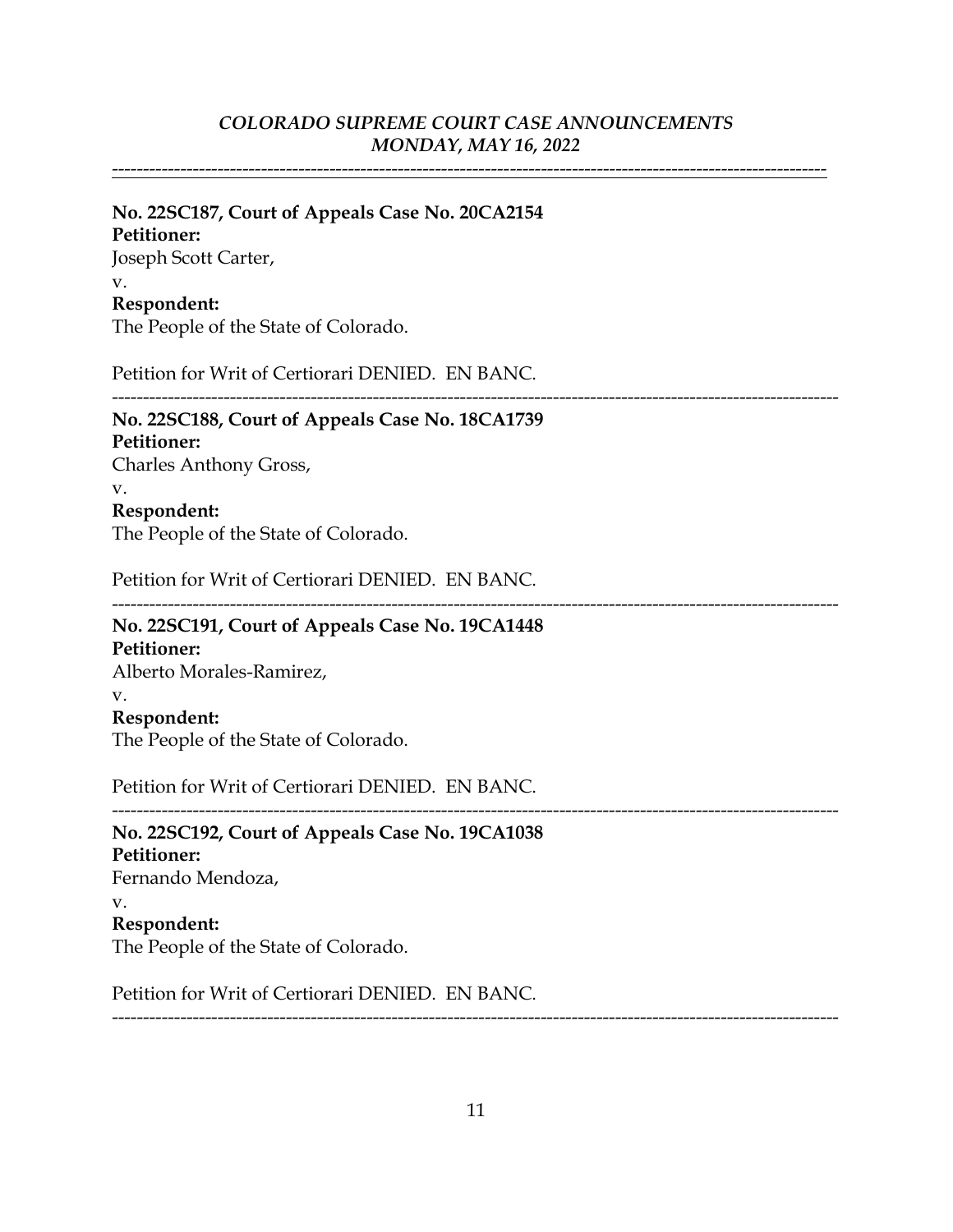---

**No. 22SC187, Court of Appeals Case No. 20CA2154**
**Petitioner:**
Joseph Scott Carter,
v.
**Respondent:**
The People of the State of Colorado.

Petition for Writ of Certiorari DENIED. EN BANC.

---

**No. 22SC188, Court of Appeals Case No. 18CA1739**
**Petitioner:**
Charles Anthony Gross,
v.
**Respondent:**
The People of the State of Colorado.

Petition for Writ of Certiorari DENIED. EN BANC.

---

**No. 22SC191, Court of Appeals Case No. 19CA1448**
**Petitioner:**
Alberto Morales-Ramirez,
v.
**Respondent:**
The People of the State of Colorado.

Petition for Writ of Certiorari DENIED. EN BANC.

---

**No. 22SC192, Court of Appeals Case No. 19CA1038**
**Petitioner:**
Fernando Mendoza,
v.
**Respondent:**
The People of the State of Colorado.

Petition for Writ of Certiorari DENIED. EN BANC.

---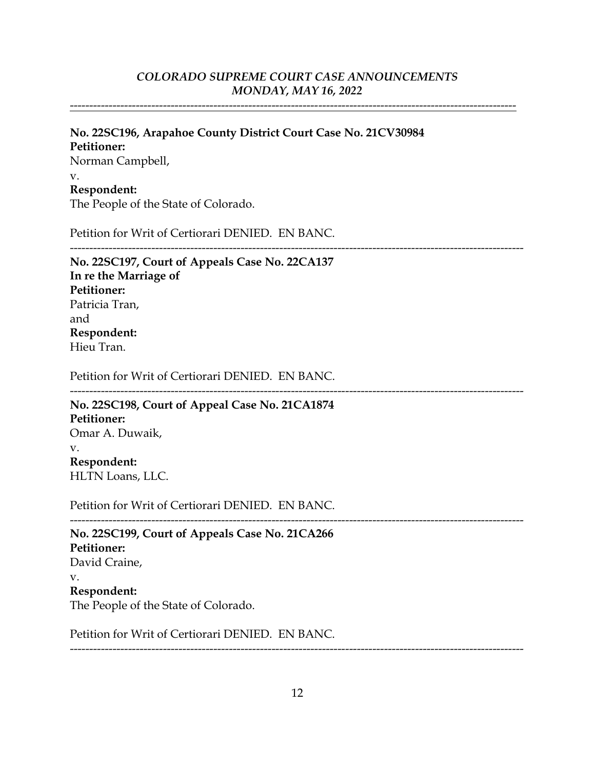**No. 22SC196, Arapahoe County District Court Case No. 21CV30984**
**Petitioner:**
Norman Campbell,
v.
**Respondent:**
The People of the State of Colorado.

Petition for Writ of Certiorari DENIED. EN BANC.

---

**No. 22SC197, Court of Appeals Case No. 22CA137**
**In re the Marriage of**
**Petitioner:**
Patricia Tran,
and
**Respondent:**
Hieu Tran.

Petition for Writ of Certiorari DENIED. EN BANC.

---

**No. 22SC198, Court of Appeal Case No. 21CA1874**
**Petitioner:**
Omar A. Duwaik,
v.
**Respondent:**
HLTN Loans, LLC.

Petition for Writ of Certiorari DENIED. EN BANC.

---

**No. 22SC199, Court of Appeals Case No. 21CA266**
**Petitioner:**
David Craine,
v.
**Respondent:**
The People of the State of Colorado.

Petition for Writ of Certiorari DENIED. EN BANC.

---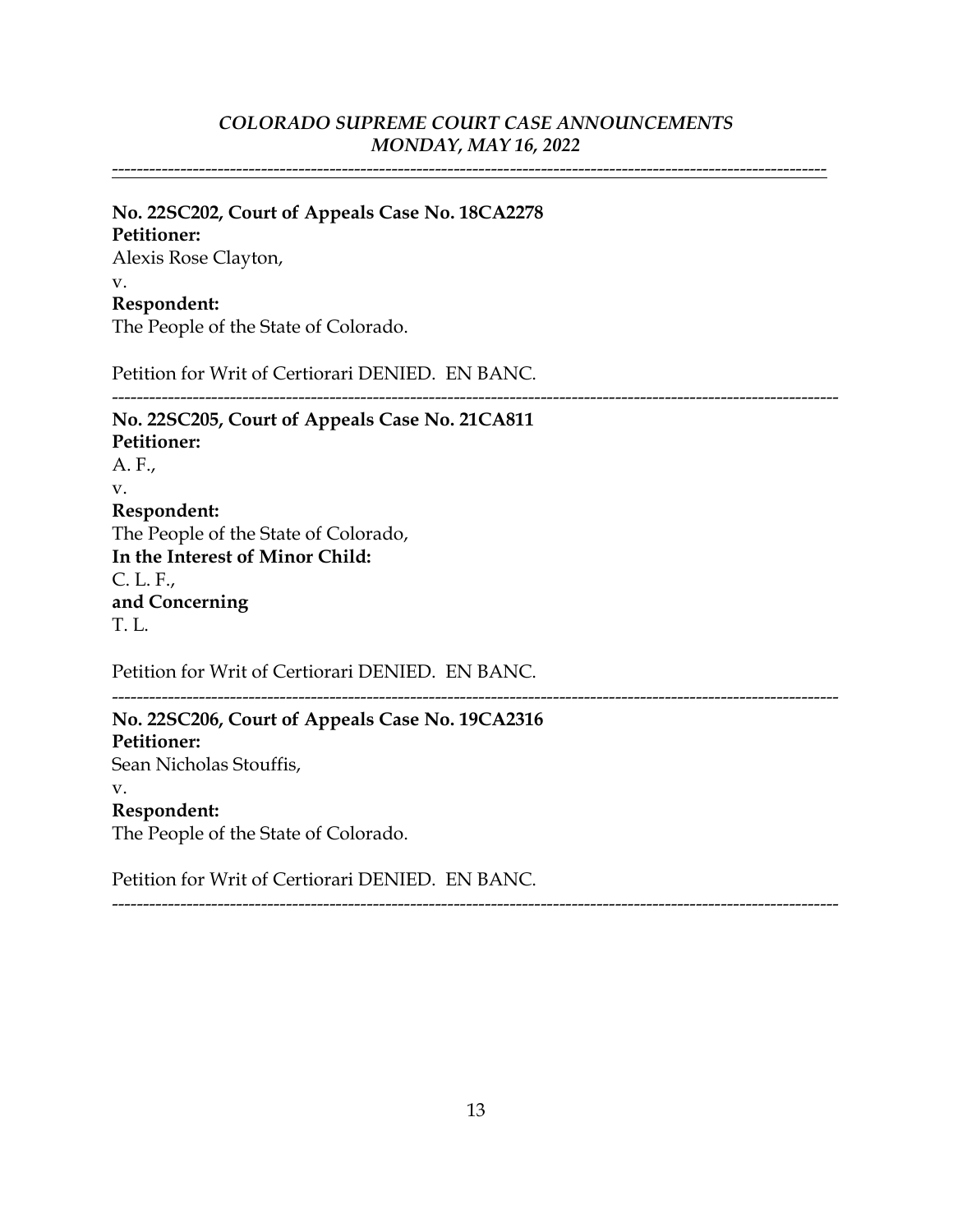**No. 22SC202, Court of Appeals Case No. 18CA2278**
**Petitioner:**
Alexis Rose Clayton,
v.
**Respondent:**
The People of the State of Colorado.

Petition for Writ of Certiorari DENIED. EN BANC.

---

**No. 22SC205, Court of Appeals Case No. 21CA811**
**Petitioner:**
A. F.,
v.
**Respondent:**
The People of the State of Colorado,
**In the Interest of Minor Child:**
C. L. F.,
**and Concerning**
T. L.

Petition for Writ of Certiorari DENIED. EN BANC.

---

**No. 22SC206, Court of Appeals Case No. 19CA2316**
**Petitioner:**
Sean Nicholas Stouffis,
v.
**Respondent:**
The People of the State of Colorado.

Petition for Writ of Certiorari DENIED. EN BANC.

---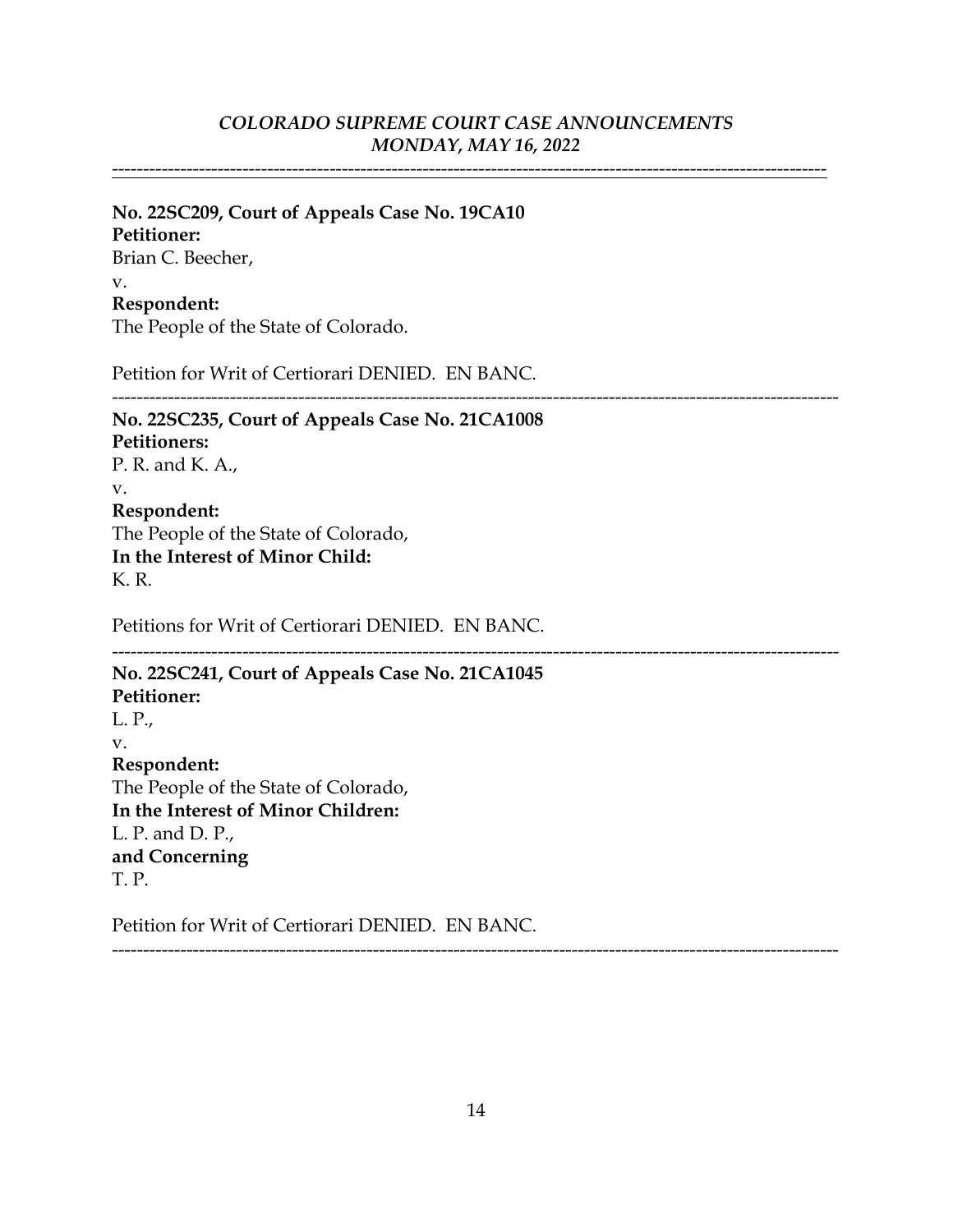---

**No. 22SC209, Court of Appeals Case No. 19CA10**
**Petitioner:**
Brian C. Beecher,
v.
**Respondent:**
The People of the State of Colorado.

Petition for Writ of Certiorari DENIED. EN BANC.

---

**No. 22SC235, Court of Appeals Case No. 21CA1008**
**Petitioners:**
P. R. and K. A.,
v.
**Respondent:**
The People of the State of Colorado,
**In the Interest of Minor Child:**
K. R.

Petitions for Writ of Certiorari DENIED. EN BANC.

---

**No. 22SC241, Court of Appeals Case No. 21CA1045**
**Petitioner:**
L. P.,
v.
**Respondent:**
The People of the State of Colorado,
**In the Interest of Minor Children:**
L. P. and D. P.,
**and Concerning**
T. P.

Petition for Writ of Certiorari DENIED. EN BANC.

---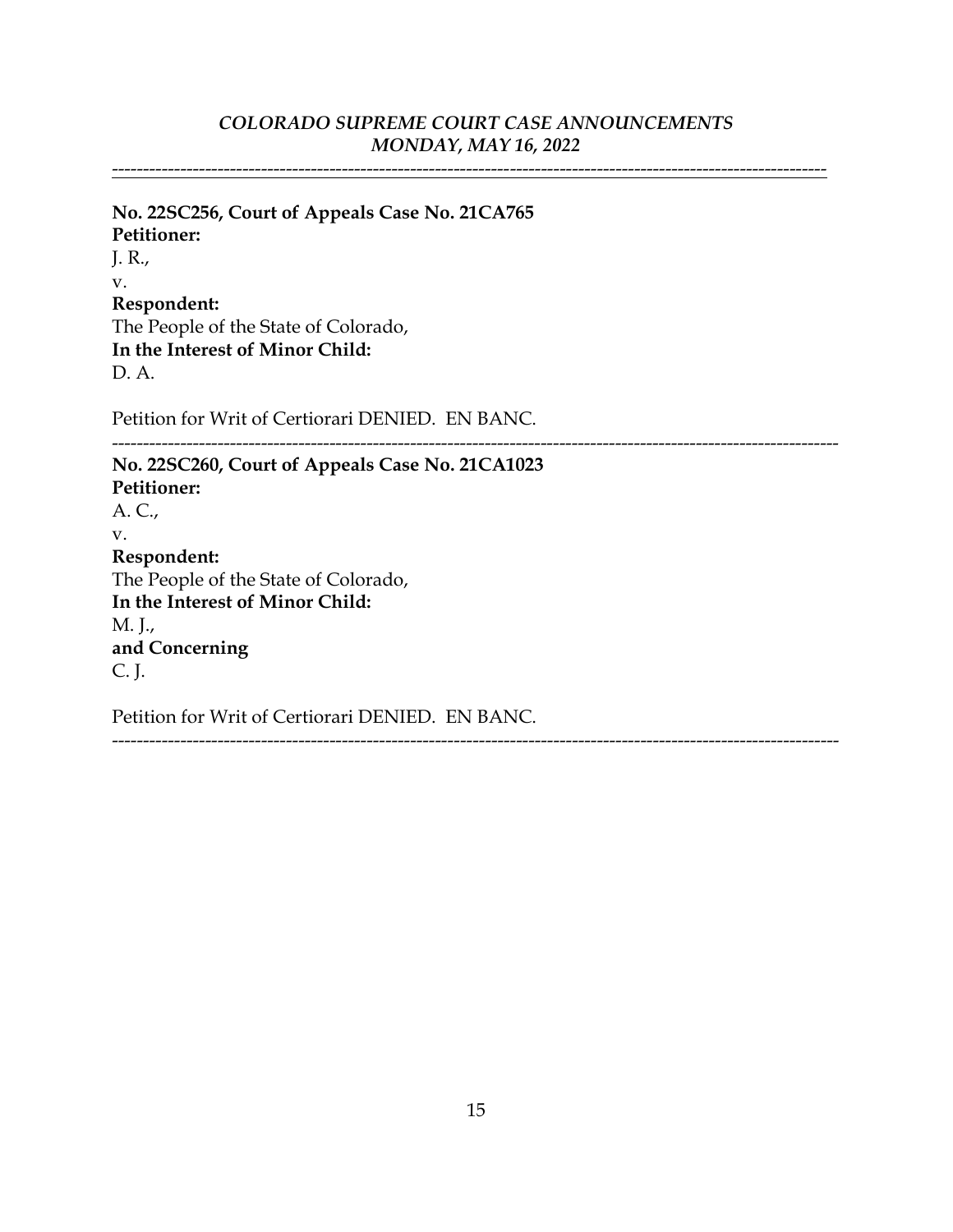**No. 22SC256, Court of Appeals Case No. 21CA765**
**Petitioner:**
J. R.,
v.
**Respondent:**
The People of the State of Colorado,
**In the Interest of Minor Child:**
D. A.

Petition for Writ of Certiorari DENIED. EN BANC.

---

**No. 22SC260, Court of Appeals Case No. 21CA1023**
**Petitioner:**
A. C.,
v.
**Respondent:**
The People of the State of Colorado,
**In the Interest of Minor Child:**
M. J.,
**and Concerning**
C. J.

Petition for Writ of Certiorari DENIED. EN BANC.

---